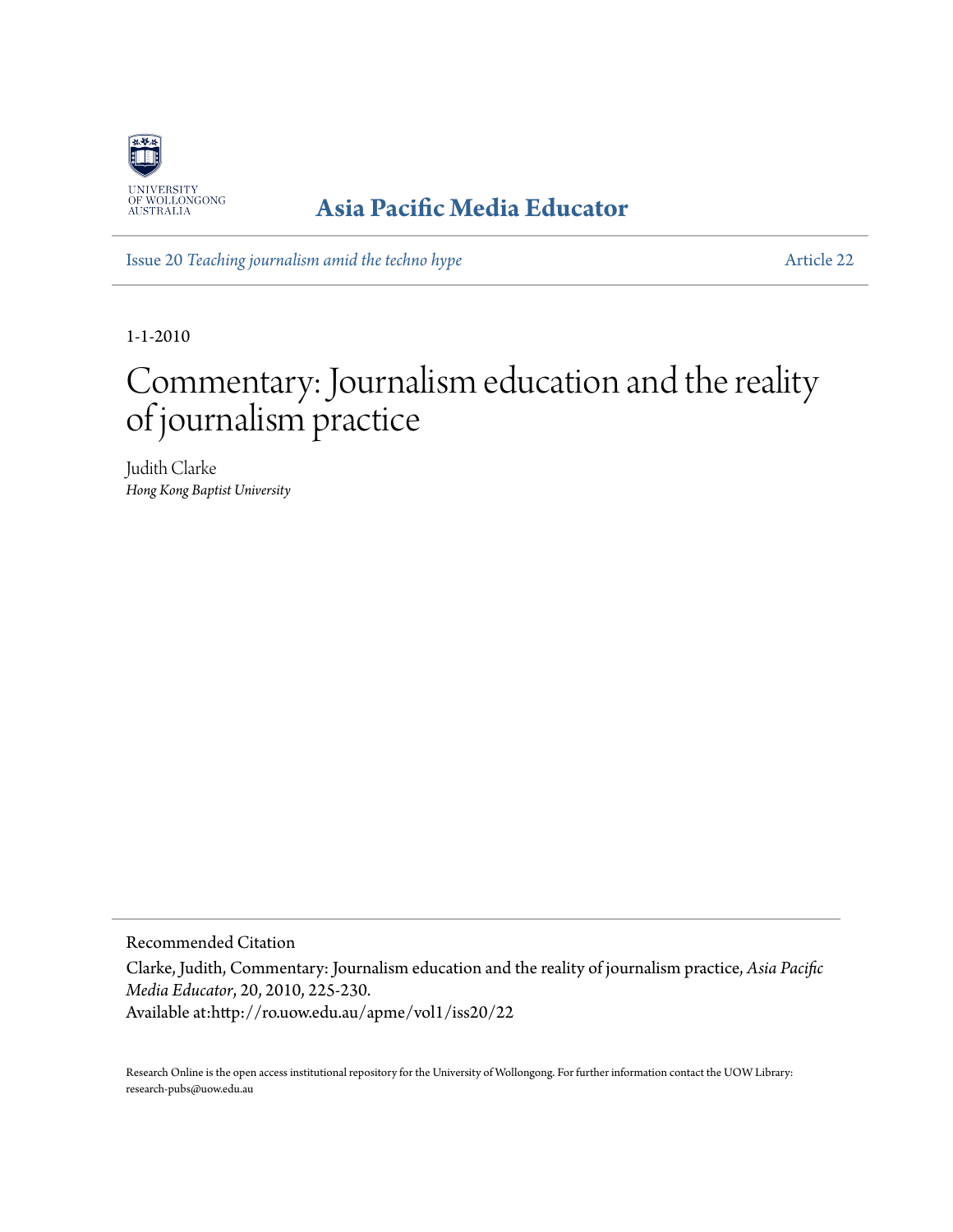UNIVERSITY OF WOLLONGONG AUSTRALIA

**Asia Pacific Media Educator**

Issue 20 *Teaching journalism amid the techno hype* — Article 22

1-1-2010

# Commentary: Journalism education and the reality of journalism practice

Judith Clarke
*Hong Kong Baptist University*

Recommended Citation

Clarke, Judith, Commentary: Journalism education and the reality of journalism practice, *Asia Pacific Media Educator*, 20, 2010, 225-230.
Available at:http://ro.uow.edu.au/apme/vol1/iss20/22

Research Online is the open access institutional repository for the University of Wollongong. For further information contact the UOW Library: research-pubs@uow.edu.au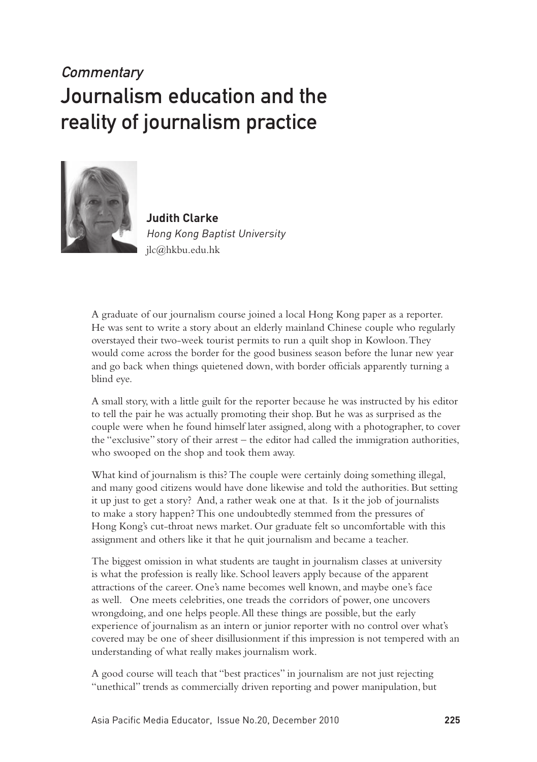*Commentary*

# Journalism education and the reality of journalism practice

**Judith Clarke**
*Hong Kong Baptist University*
jlc@hkbu.edu.hk

A graduate of our journalism course joined a local Hong Kong paper as a reporter. He was sent to write a story about an elderly mainland Chinese couple who regularly overstayed their two-week tourist permits to run a quilt shop in Kowloon. They would come across the border for the good business season before the lunar new year and go back when things quietened down, with border officials apparently turning a blind eye.

A small story, with a little guilt for the reporter because he was instructed by his editor to tell the pair he was actually promoting their shop. But he was as surprised as the couple were when he found himself later assigned, along with a photographer, to cover the "exclusive" story of their arrest – the editor had called the immigration authorities, who swooped on the shop and took them away.

What kind of journalism is this? The couple were certainly doing something illegal, and many good citizens would have done likewise and told the authorities. But setting it up just to get a story? And, a rather weak one at that. Is it the job of journalists to make a story happen? This one undoubtedly stemmed from the pressures of Hong Kong's cut-throat news market. Our graduate felt so uncomfortable with this assignment and others like it that he quit journalism and became a teacher.

The biggest omission in what students are taught in journalism classes at university is what the profession is really like. School leavers apply because of the apparent attractions of the career. One's name becomes well known, and maybe one's face as well. One meets celebrities, one treads the corridors of power, one uncovers wrongdoing, and one helps people. All these things are possible, but the early experience of journalism as an intern or junior reporter with no control over what's covered may be one of sheer disillusionment if this impression is not tempered with an understanding of what really makes journalism work.

A good course will teach that "best practices" in journalism are not just rejecting "unethical" trends as commercially driven reporting and power manipulation, but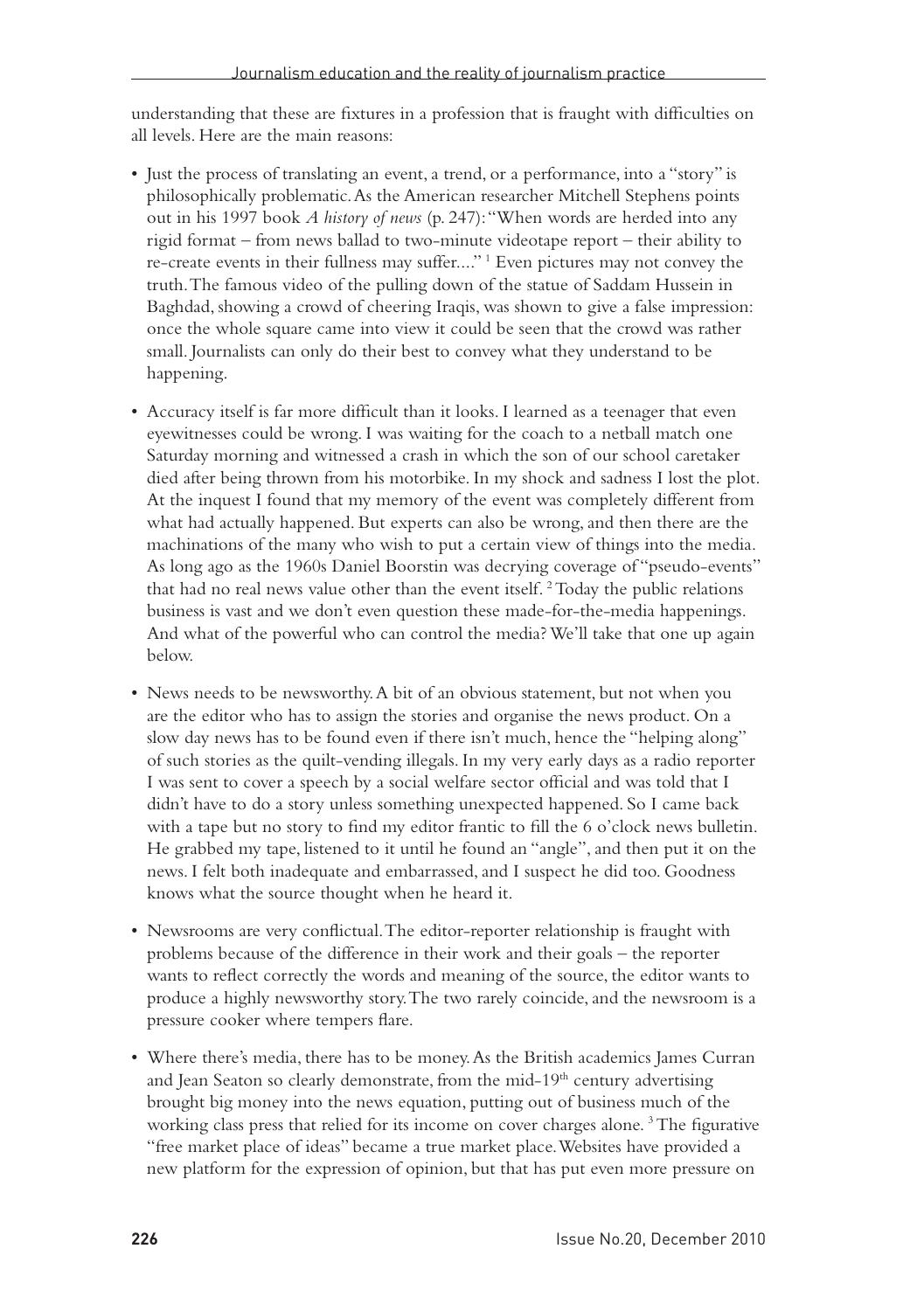understanding that these are fixtures in a profession that is fraught with difficulties on all levels. Here are the main reasons:

- Just the process of translating an event, a trend, or a performance, into a "story" is philosophically problematic. As the American researcher Mitchell Stephens points out in his 1997 book *A history of news* (p. 247): "When words are herded into any rigid format – from news ballad to two-minute videotape report – their ability to re-create events in their fullness may suffer...." [1] Even pictures may not convey the truth. The famous video of the pulling down of the statue of Saddam Hussein in Baghdad, showing a crowd of cheering Iraqis, was shown to give a false impression: once the whole square came into view it could be seen that the crowd was rather small. Journalists can only do their best to convey what they understand to be happening.

- Accuracy itself is far more difficult than it looks. I learned as a teenager that even eyewitnesses could be wrong. I was waiting for the coach to a netball match one Saturday morning and witnessed a crash in which the son of our school caretaker died after being thrown from his motorbike. In my shock and sadness I lost the plot. At the inquest I found that my memory of the event was completely different from what had actually happened. But experts can also be wrong, and then there are the machinations of the many who wish to put a certain view of things into the media. As long ago as the 1960s Daniel Boorstin was decrying coverage of "pseudo-events" that had no real news value other than the event itself. [2] Today the public relations business is vast and we don't even question these made-for-the-media happenings. And what of the powerful who can control the media? We'll take that one up again below.

- News needs to be newsworthy. A bit of an obvious statement, but not when you are the editor who has to assign the stories and organise the news product. On a slow day news has to be found even if there isn't much, hence the "helping along" of such stories as the quilt-vending illegals. In my very early days as a radio reporter I was sent to cover a speech by a social welfare sector official and was told that I didn't have to do a story unless something unexpected happened. So I came back with a tape but no story to find my editor frantic to fill the 6 o'clock news bulletin. He grabbed my tape, listened to it until he found an "angle", and then put it on the news. I felt both inadequate and embarrassed, and I suspect he did too. Goodness knows what the source thought when he heard it.

- Newsrooms are very conflictual. The editor-reporter relationship is fraught with problems because of the difference in their work and their goals – the reporter wants to reflect correctly the words and meaning of the source, the editor wants to produce a highly newsworthy story. The two rarely coincide, and the newsroom is a pressure cooker where tempers flare.

- Where there's media, there has to be money. As the British academics James Curran and Jean Seaton so clearly demonstrate, from the mid-19th century advertising brought big money into the news equation, putting out of business much of the working class press that relied for its income on cover charges alone. [3] The figurative "free market place of ideas" became a true market place. Websites have provided a new platform for the expression of opinion, but that has put even more pressure on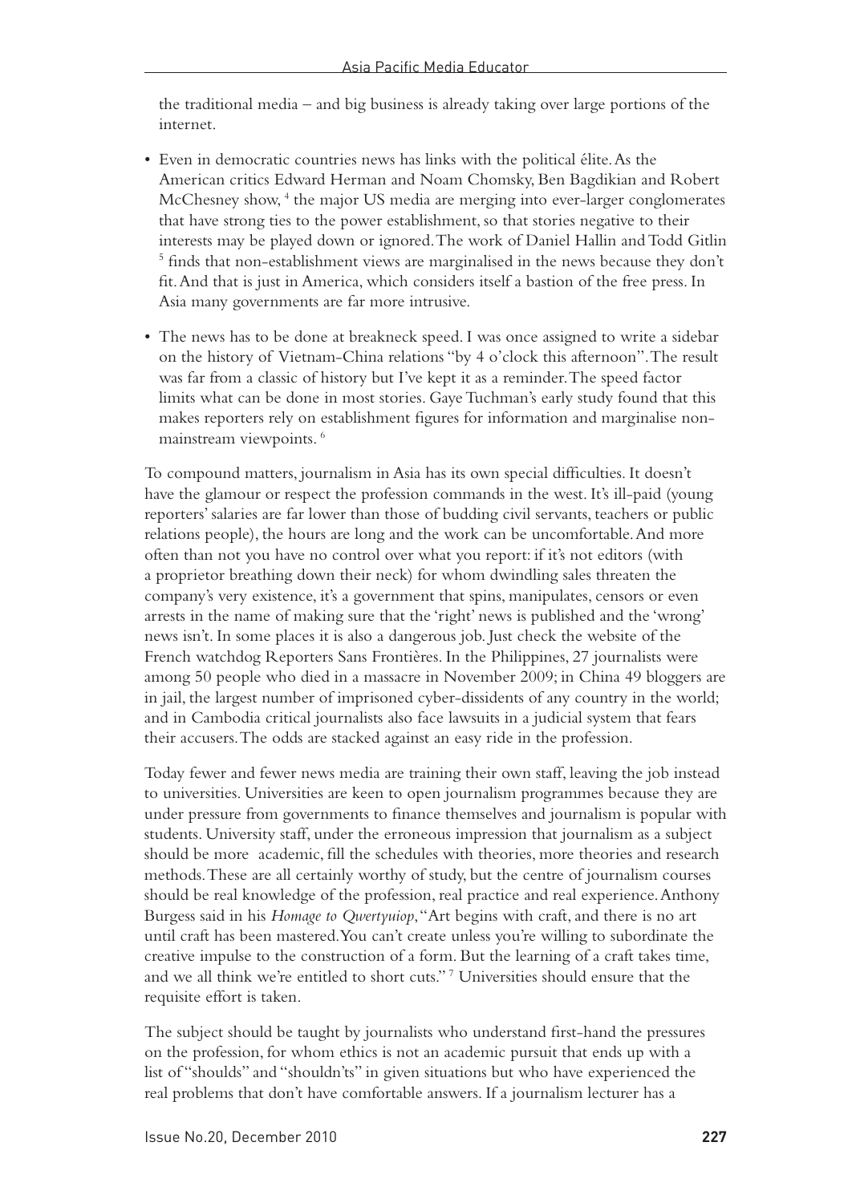the traditional media – and big business is already taking over large portions of the internet.

- Even in democratic countries news has links with the political élite. As the American critics Edward Herman and Noam Chomsky, Ben Bagdikian and Robert McChesney show, [4] the major US media are merging into ever-larger conglomerates that have strong ties to the power establishment, so that stories negative to their interests may be played down or ignored. The work of Daniel Hallin and Todd Gitlin [5] finds that non-establishment views are marginalised in the news because they don't fit. And that is just in America, which considers itself a bastion of the free press. In Asia many governments are far more intrusive.
- The news has to be done at breakneck speed. I was once assigned to write a sidebar on the history of Vietnam-China relations "by 4 o'clock this afternoon". The result was far from a classic of history but I've kept it as a reminder. The speed factor limits what can be done in most stories. Gaye Tuchman's early study found that this makes reporters rely on establishment figures for information and marginalise non-mainstream viewpoints. [6]

To compound matters, journalism in Asia has its own special difficulties. It doesn't have the glamour or respect the profession commands in the west. It's ill-paid (young reporters' salaries are far lower than those of budding civil servants, teachers or public relations people), the hours are long and the work can be uncomfortable. And more often than not you have no control over what you report: if it's not editors (with a proprietor breathing down their neck) for whom dwindling sales threaten the company's very existence, it's a government that spins, manipulates, censors or even arrests in the name of making sure that the 'right' news is published and the 'wrong' news isn't. In some places it is also a dangerous job. Just check the website of the French watchdog Reporters Sans Frontières. In the Philippines, 27 journalists were among 50 people who died in a massacre in November 2009; in China 49 bloggers are in jail, the largest number of imprisoned cyber-dissidents of any country in the world; and in Cambodia critical journalists also face lawsuits in a judicial system that fears their accusers. The odds are stacked against an easy ride in the profession.

Today fewer and fewer news media are training their own staff, leaving the job instead to universities. Universities are keen to open journalism programmes because they are under pressure from governments to finance themselves and journalism is popular with students. University staff, under the erroneous impression that journalism as a subject should be more academic, fill the schedules with theories, more theories and research methods. These are all certainly worthy of study, but the centre of journalism courses should be real knowledge of the profession, real practice and real experience. Anthony Burgess said in his *Homage to Qwertyuiop*, "Art begins with craft, and there is no art until craft has been mastered. You can't create unless you're willing to subordinate the creative impulse to the construction of a form. But the learning of a craft takes time, and we all think we're entitled to short cuts." [7] Universities should ensure that the requisite effort is taken.

The subject should be taught by journalists who understand first-hand the pressures on the profession, for whom ethics is not an academic pursuit that ends up with a list of "shoulds" and "shouldn'ts" in given situations but who have experienced the real problems that don't have comfortable answers. If a journalism lecturer has a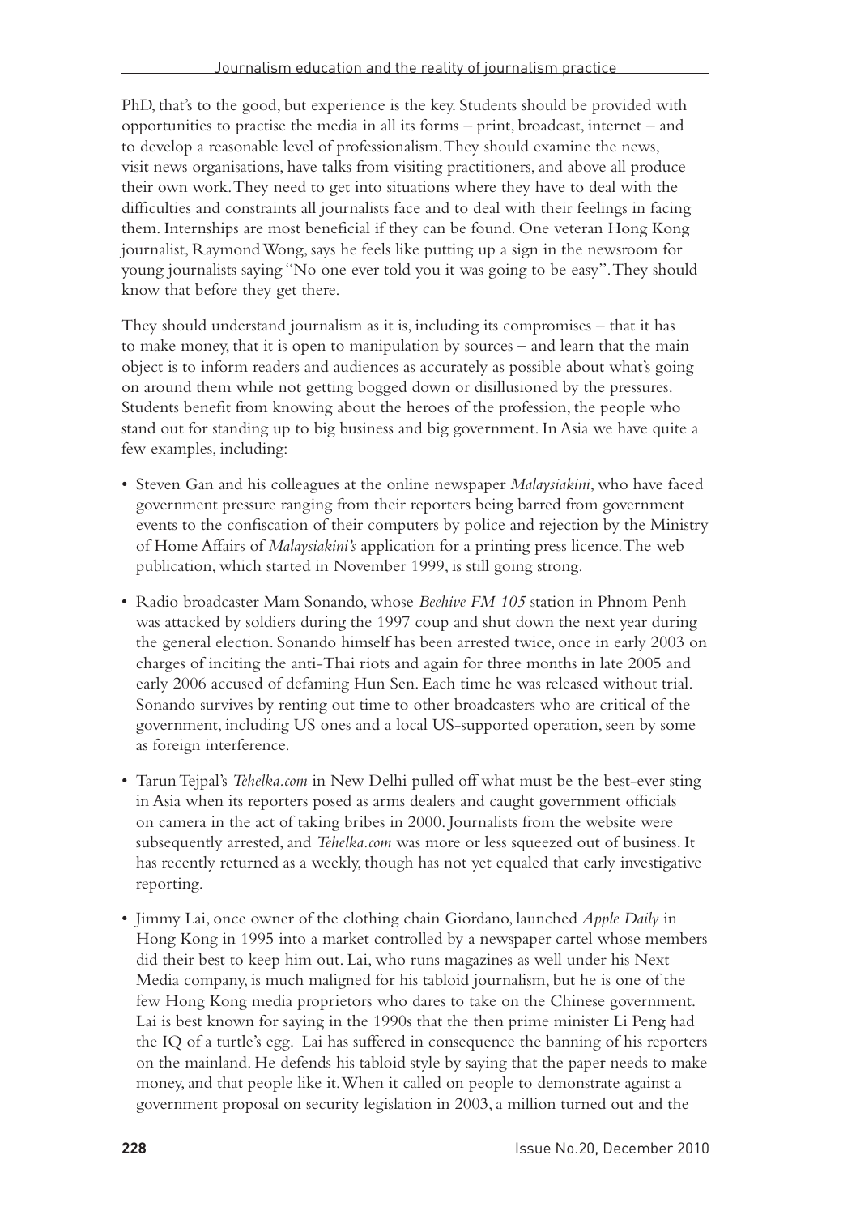PhD, that's to the good, but experience is the key. Students should be provided with opportunities to practise the media in all its forms – print, broadcast, internet – and to develop a reasonable level of professionalism. They should examine the news, visit news organisations, have talks from visiting practitioners, and above all produce their own work. They need to get into situations where they have to deal with the difficulties and constraints all journalists face and to deal with their feelings in facing them. Internships are most beneficial if they can be found. One veteran Hong Kong journalist, Raymond Wong, says he feels like putting up a sign in the newsroom for young journalists saying "No one ever told you it was going to be easy". They should know that before they get there.

They should understand journalism as it is, including its compromises – that it has to make money, that it is open to manipulation by sources – and learn that the main object is to inform readers and audiences as accurately as possible about what's going on around them while not getting bogged down or disillusioned by the pressures. Students benefit from knowing about the heroes of the profession, the people who stand out for standing up to big business and big government. In Asia we have quite a few examples, including:

- Steven Gan and his colleagues at the online newspaper *Malaysiakini*, who have faced government pressure ranging from their reporters being barred from government events to the confiscation of their computers by police and rejection by the Ministry of Home Affairs of *Malaysiakini's* application for a printing press licence. The web publication, which started in November 1999, is still going strong.
- Radio broadcaster Mam Sonando, whose *Beehive FM 105* station in Phnom Penh was attacked by soldiers during the 1997 coup and shut down the next year during the general election. Sonando himself has been arrested twice, once in early 2003 on charges of inciting the anti-Thai riots and again for three months in late 2005 and early 2006 accused of defaming Hun Sen. Each time he was released without trial. Sonando survives by renting out time to other broadcasters who are critical of the government, including US ones and a local US-supported operation, seen by some as foreign interference.
- Tarun Tejpal's *Tehelka.com* in New Delhi pulled off what must be the best-ever sting in Asia when its reporters posed as arms dealers and caught government officials on camera in the act of taking bribes in 2000. Journalists from the website were subsequently arrested, and *Tehelka.com* was more or less squeezed out of business. It has recently returned as a weekly, though has not yet equaled that early investigative reporting.
- Jimmy Lai, once owner of the clothing chain Giordano, launched *Apple Daily* in Hong Kong in 1995 into a market controlled by a newspaper cartel whose members did their best to keep him out. Lai, who runs magazines as well under his Next Media company, is much maligned for his tabloid journalism, but he is one of the few Hong Kong media proprietors who dares to take on the Chinese government. Lai is best known for saying in the 1990s that the then prime minister Li Peng had the IQ of a turtle's egg. Lai has suffered in consequence the banning of his reporters on the mainland. He defends his tabloid style by saying that the paper needs to make money, and that people like it. When it called on people to demonstrate against a government proposal on security legislation in 2003, a million turned out and the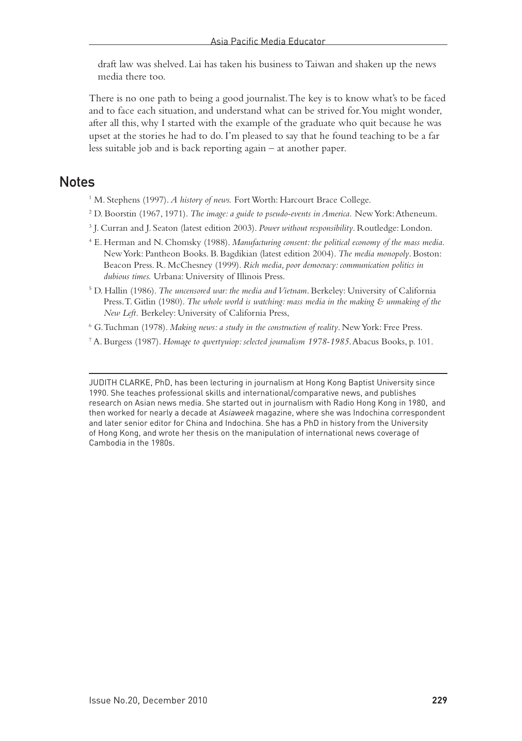draft law was shelved. Lai has taken his business to Taiwan and shaken up the news media there too.

There is no one path to being a good journalist. The key is to know what's to be faced and to face each situation, and understand what can be strived for. You might wonder, after all this, why I started with the example of the graduate who quit because he was upset at the stories he had to do. I'm pleased to say that he found teaching to be a far less suitable job and is back reporting again – at another paper.

## Notes

[1] M. Stephens (1997). *A history of news.* Fort Worth: Harcourt Brace College.

[2] D. Boorstin (1967, 1971). *The image: a guide to pseudo-events in America.* New York: Atheneum.

[3] J. Curran and J. Seaton (latest edition 2003). *Power without responsibility*. Routledge: London.

[4] E. Herman and N. Chomsky (1988). *Manufacturing consent: the political economy of the mass media.* New York: Pantheon Books. B. Bagdikian (latest edition 2004). *The media monopoly*. Boston: Beacon Press. R. McChesney (1999). *Rich media, poor democracy: communication politics in dubious times.* Urbana: University of Illinois Press.

[5] D. Hallin (1986). *The uncensored war: the media and Vietnam*. Berkeley: University of California Press. T. Gitlin (1980). *The whole world is watching: mass media in the making & unmaking of the New Left.* Berkeley: University of California Press,

[6] G. Tuchman (1978). *Making news: a study in the construction of reality*. New York: Free Press.

[7] A. Burgess (1987). *Homage to qwertyuiop: selected journalism 1978-1985.* Abacus Books, p. 101.

---

JUDITH CLARKE, PhD, has been lecturing in journalism at Hong Kong Baptist University since 1990. She teaches professional skills and international/comparative news, and publishes research on Asian news media. She started out in journalism with Radio Hong Kong in 1980, and then worked for nearly a decade at *Asiaweek* magazine, where she was Indochina correspondent and later senior editor for China and Indochina. She has a PhD in history from the University of Hong Kong, and wrote her thesis on the manipulation of international news coverage of Cambodia in the 1980s.